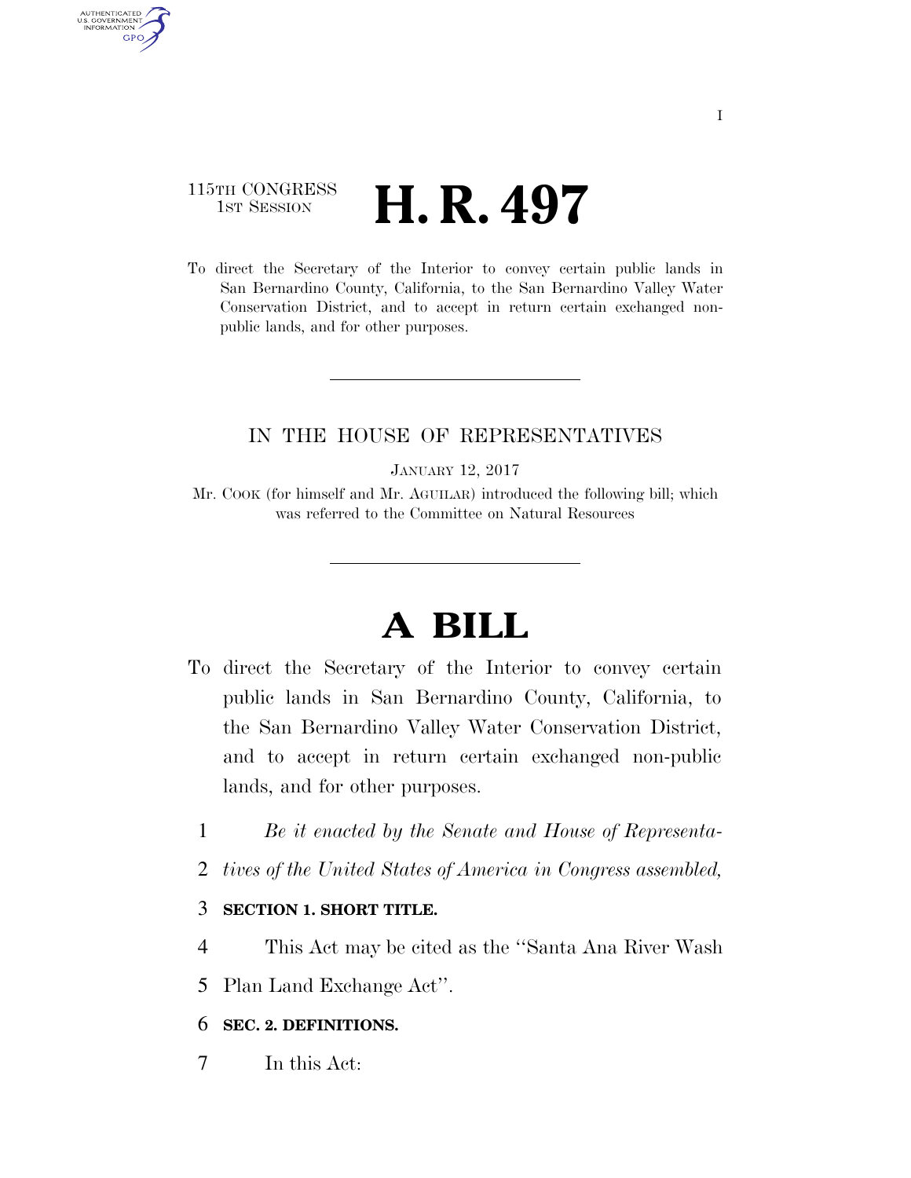115TH CONGRESS
1ST SESSION

# H. R. 497

To direct the Secretary of the Interior to convey certain public lands in San Bernardino County, California, to the San Bernardino Valley Water Conservation District, and to accept in return certain exchanged non-public lands, and for other purposes.

IN THE HOUSE OF REPRESENTATIVES

JANUARY 12, 2017

Mr. COOK (for himself and Mr. AGUILAR) introduced the following bill; which was referred to the Committee on Natural Resources

# A BILL

To direct the Secretary of the Interior to convey certain public lands in San Bernardino County, California, to the San Bernardino Valley Water Conservation District, and to accept in return certain exchanged non-public lands, and for other purposes.

*Be it enacted by the Senate and House of Representatives of the United States of America in Congress assembled,*

**SECTION 1. SHORT TITLE.**

This Act may be cited as the ''Santa Ana River Wash Plan Land Exchange Act''.

**SEC. 2. DEFINITIONS.**

In this Act: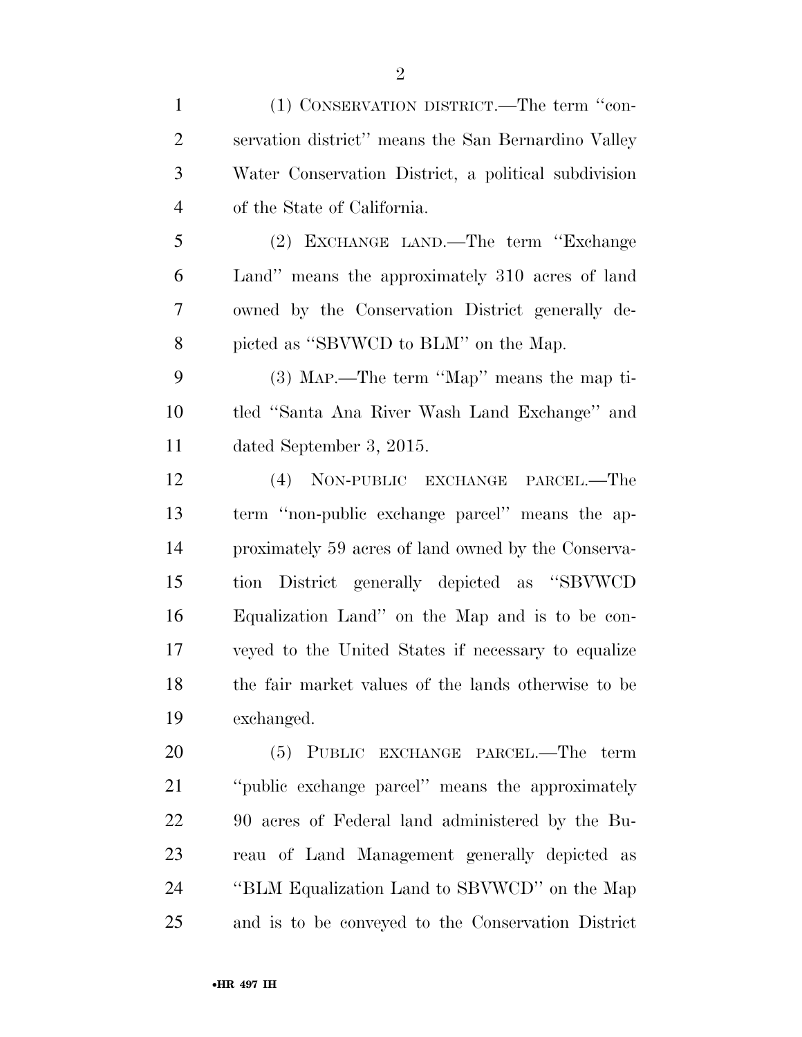(1) CONSERVATION DISTRICT.—The term ''conservation district'' means the San Bernardino Valley Water Conservation District, a political subdivision of the State of California.

(2) EXCHANGE LAND.—The term ''Exchange Land'' means the approximately 310 acres of land owned by the Conservation District generally depicted as ''SBVWCD to BLM'' on the Map.

(3) MAP.—The term ''Map'' means the map titled ''Santa Ana River Wash Land Exchange'' and dated September 3, 2015.

(4) NON-PUBLIC EXCHANGE PARCEL.—The term ''non-public exchange parcel'' means the approximately 59 acres of land owned by the Conservation District generally depicted as ''SBVWCD Equalization Land'' on the Map and is to be conveyed to the United States if necessary to equalize the fair market values of the lands otherwise to be exchanged.

(5) PUBLIC EXCHANGE PARCEL.—The term ''public exchange parcel'' means the approximately 90 acres of Federal land administered by the Bureau of Land Management generally depicted as ''BLM Equalization Land to SBVWCD'' on the Map and is to be conveyed to the Conservation District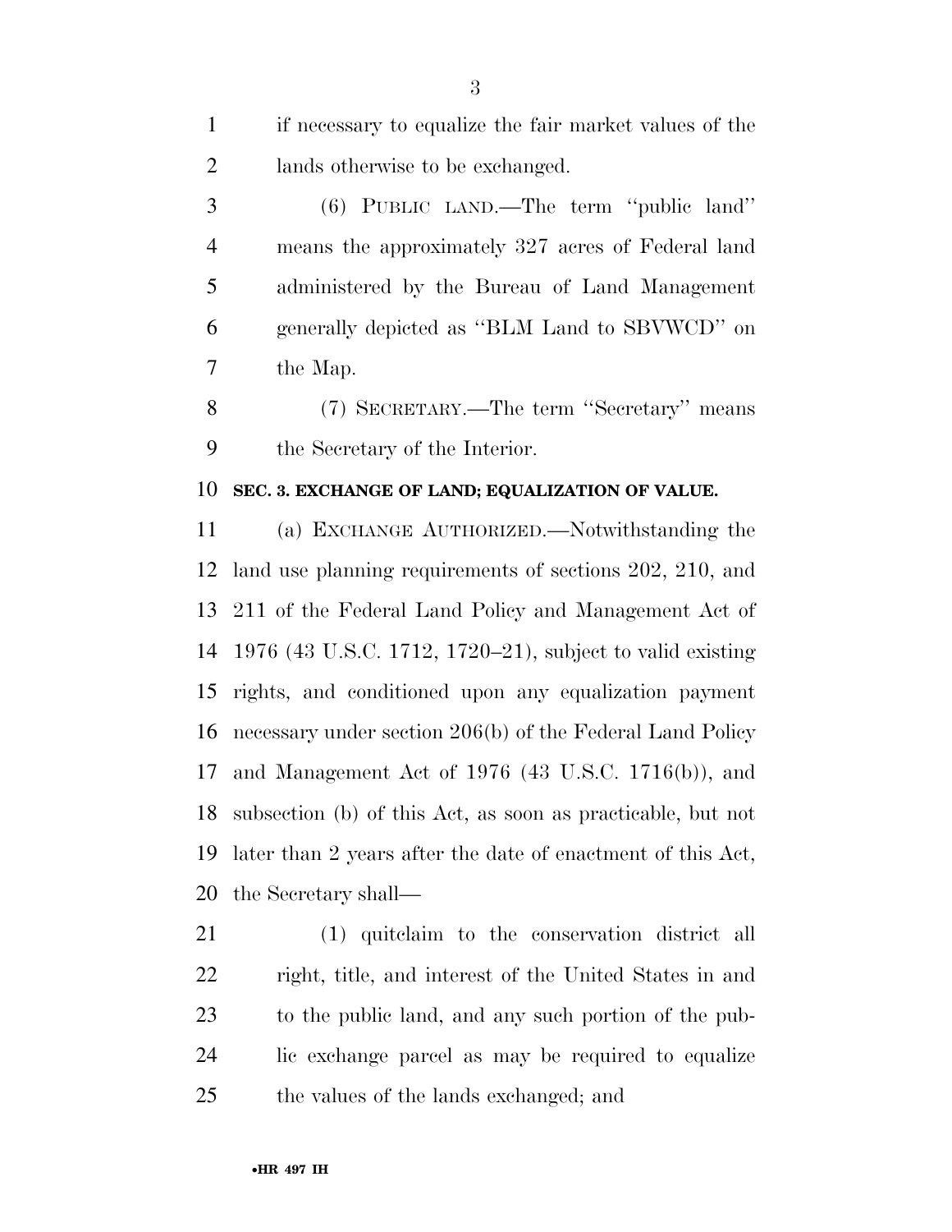if necessary to equalize the fair market values of the lands otherwise to be exchanged.

(6) PUBLIC LAND.—The term "public land" means the approximately 327 acres of Federal land administered by the Bureau of Land Management generally depicted as "BLM Land to SBVWCD" on the Map.

(7) SECRETARY.—The term "Secretary" means the Secretary of the Interior.

**SEC. 3. EXCHANGE OF LAND; EQUALIZATION OF VALUE.**

(a) EXCHANGE AUTHORIZED.—Notwithstanding the land use planning requirements of sections 202, 210, and 211 of the Federal Land Policy and Management Act of 1976 (43 U.S.C. 1712, 1720–21), subject to valid existing rights, and conditioned upon any equalization payment necessary under section 206(b) of the Federal Land Policy and Management Act of 1976 (43 U.S.C. 1716(b)), and subsection (b) of this Act, as soon as practicable, but not later than 2 years after the date of enactment of this Act, the Secretary shall—

(1) quitclaim to the conservation district all right, title, and interest of the United States in and to the public land, and any such portion of the public exchange parcel as may be required to equalize the values of the lands exchanged; and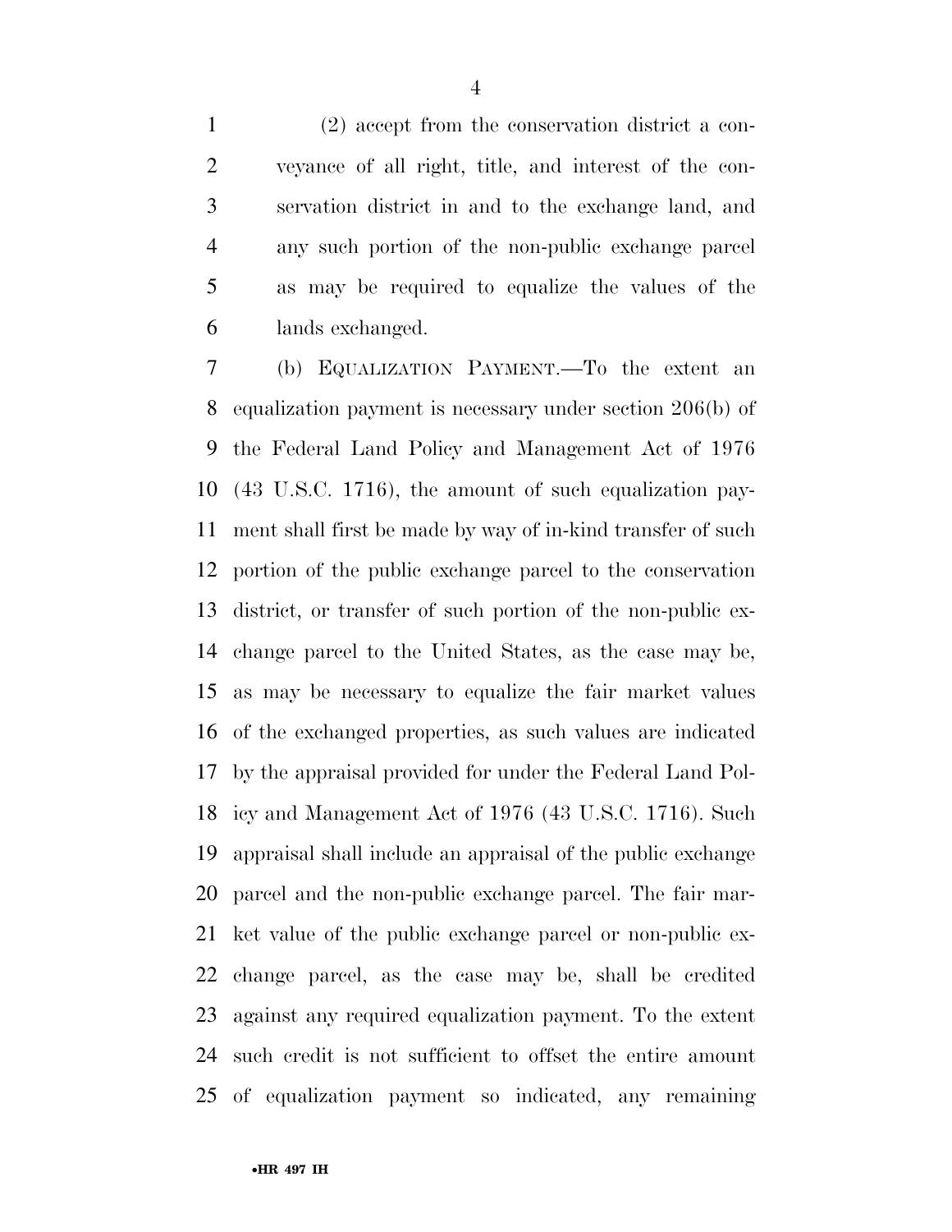(2) accept from the conservation district a conveyance of all right, title, and interest of the conservation district in and to the exchange land, and any such portion of the non-public exchange parcel as may be required to equalize the values of the lands exchanged.

(b) EQUALIZATION PAYMENT.—To the extent an equalization payment is necessary under section 206(b) of the Federal Land Policy and Management Act of 1976 (43 U.S.C. 1716), the amount of such equalization payment shall first be made by way of in-kind transfer of such portion of the public exchange parcel to the conservation district, or transfer of such portion of the non-public exchange parcel to the United States, as the case may be, as may be necessary to equalize the fair market values of the exchanged properties, as such values are indicated by the appraisal provided for under the Federal Land Policy and Management Act of 1976 (43 U.S.C. 1716). Such appraisal shall include an appraisal of the public exchange parcel and the non-public exchange parcel. The fair market value of the public exchange parcel or non-public exchange parcel, as the case may be, shall be credited against any required equalization payment. To the extent such credit is not sufficient to offset the entire amount of equalization payment so indicated, any remaining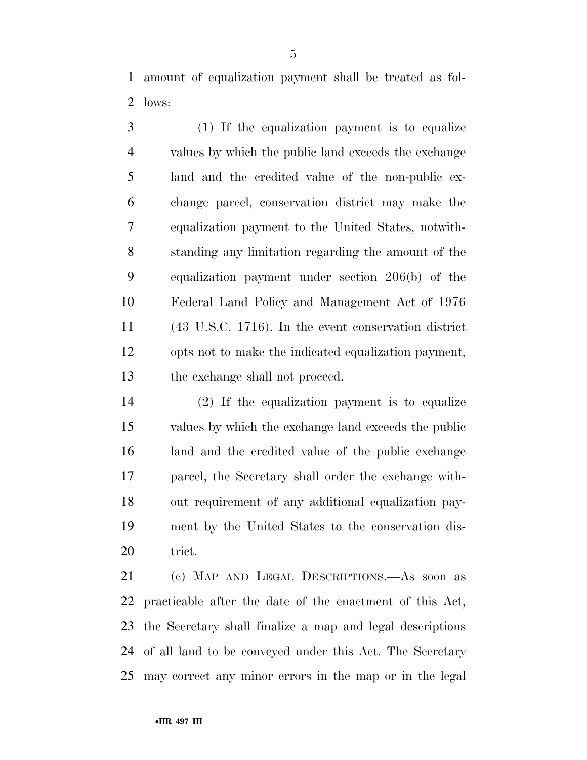amount of equalization payment shall be treated as follows:

(1) If the equalization payment is to equalize values by which the public land exceeds the exchange land and the credited value of the non-public exchange parcel, conservation district may make the equalization payment to the United States, notwithstanding any limitation regarding the amount of the equalization payment under section 206(b) of the Federal Land Policy and Management Act of 1976 (43 U.S.C. 1716). In the event conservation district opts not to make the indicated equalization payment, the exchange shall not proceed.

(2) If the equalization payment is to equalize values by which the exchange land exceeds the public land and the credited value of the public exchange parcel, the Secretary shall order the exchange without requirement of any additional equalization payment by the United States to the conservation district.

(c) MAP AND LEGAL DESCRIPTIONS.—As soon as practicable after the date of the enactment of this Act, the Secretary shall finalize a map and legal descriptions of all land to be conveyed under this Act. The Secretary may correct any minor errors in the map or in the legal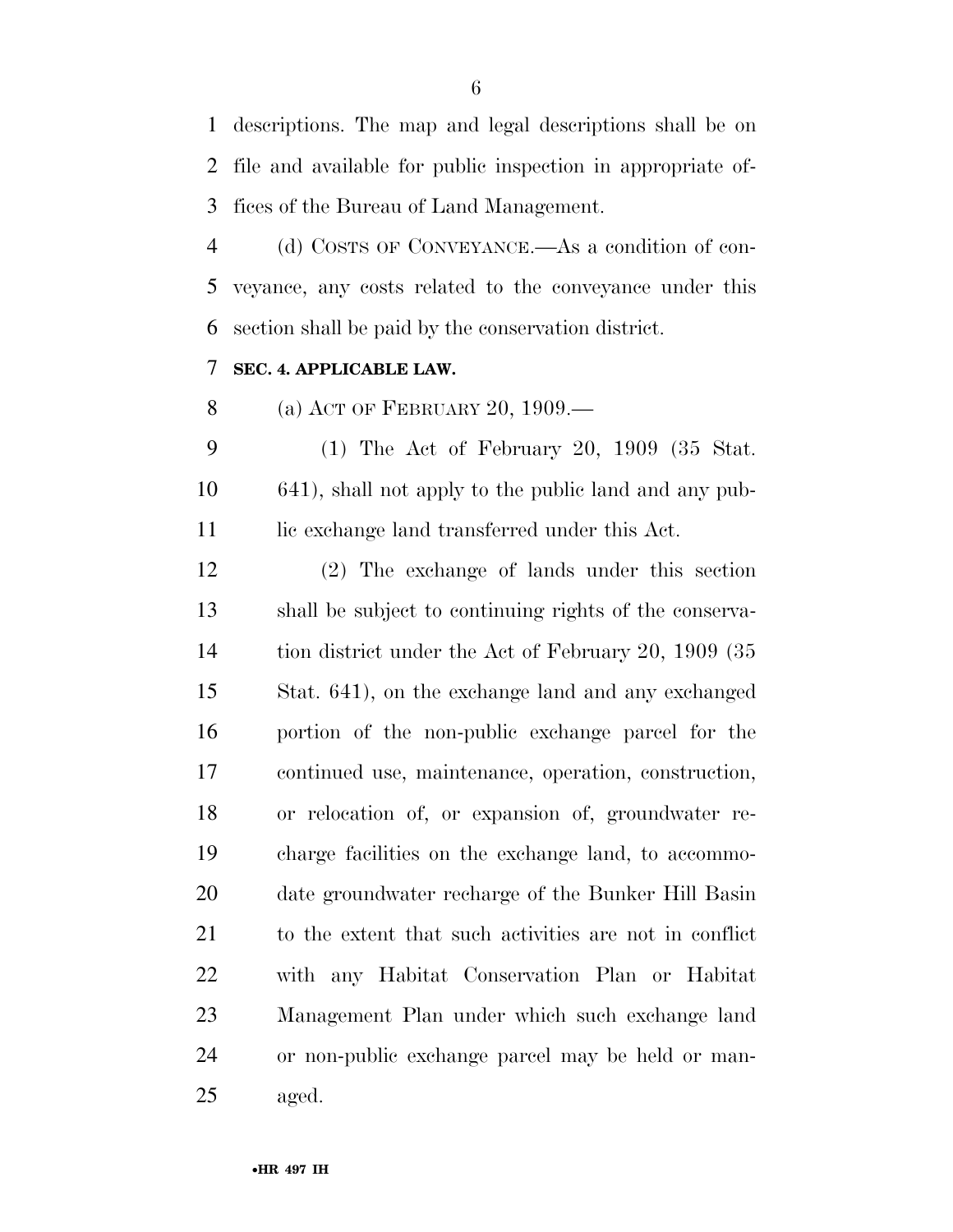descriptions. The map and legal descriptions shall be on file and available for public inspection in appropriate offices of the Bureau of Land Management.

(d) COSTS OF CONVEYANCE.—As a condition of conveyance, any costs related to the conveyance under this section shall be paid by the conservation district.

**SEC. 4. APPLICABLE LAW.**

(a) ACT OF FEBRUARY 20, 1909.—

(1) The Act of February 20, 1909 (35 Stat. 641), shall not apply to the public land and any public exchange land transferred under this Act.

(2) The exchange of lands under this section shall be subject to continuing rights of the conservation district under the Act of February 20, 1909 (35 Stat. 641), on the exchange land and any exchanged portion of the non-public exchange parcel for the continued use, maintenance, operation, construction, or relocation of, or expansion of, groundwater recharge facilities on the exchange land, to accommodate groundwater recharge of the Bunker Hill Basin to the extent that such activities are not in conflict with any Habitat Conservation Plan or Habitat Management Plan under which such exchange land or non-public exchange parcel may be held or managed.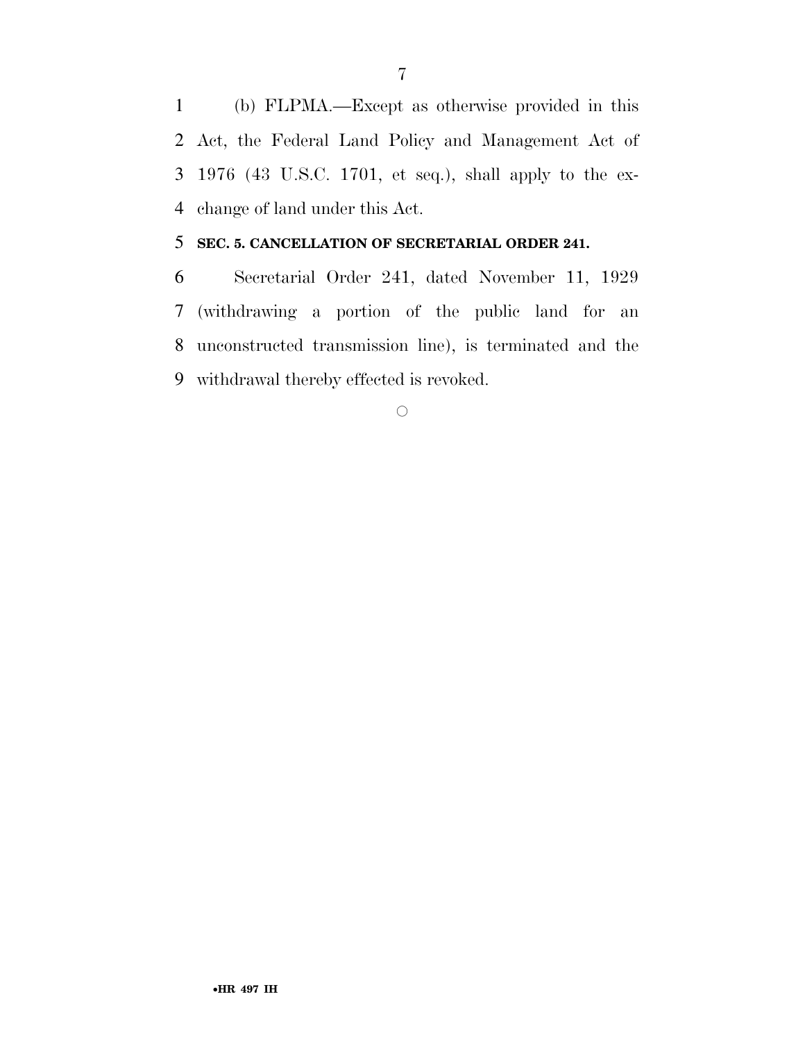(b) FLPMA.—Except as otherwise provided in this Act, the Federal Land Policy and Management Act of 1976 (43 U.S.C. 1701, et seq.), shall apply to the exchange of land under this Act.

### SEC. 5. CANCELLATION OF SECRETARIAL ORDER 241.

Secretarial Order 241, dated November 11, 1929 (withdrawing a portion of the public land for an unconstructed transmission line), is terminated and the withdrawal thereby effected is revoked.

○